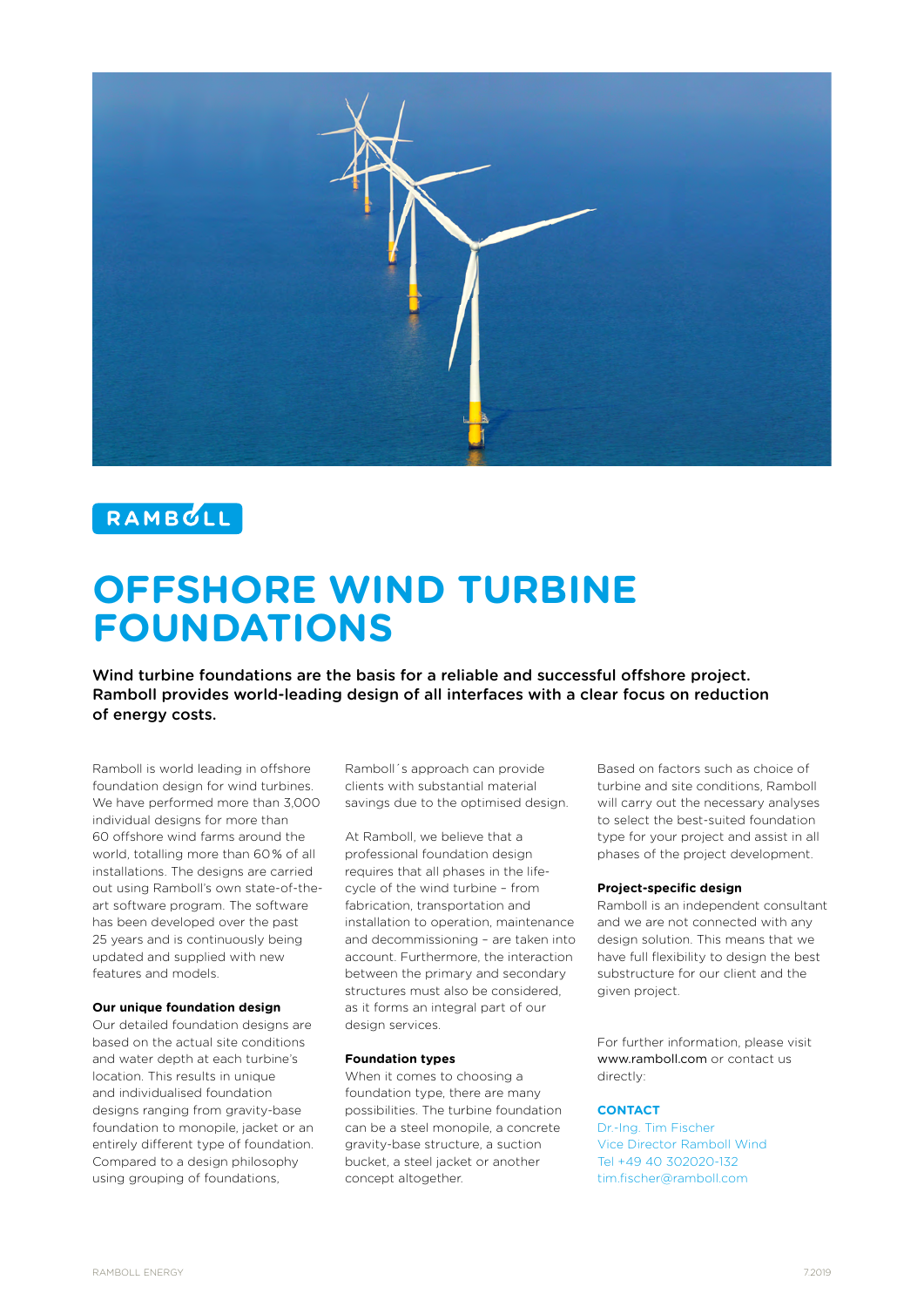RAMBOLL

# OFFSHORE WIND TURBINE FOUNDATIONS

**Wind turbine foundations are the basis for a reliable and successful offshore project. Ramboll provides world-leading design of all interfaces with a clear focus on reduction of energy costs.**

Ramboll is world leading in offshore foundation design for wind turbines. We have performed more than 3,000 individual designs for more than 60 offshore wind farms around the world, totalling more than 60% of all installations. The designs are carried out using Ramboll's own state-of-the-art software program. The software has been developed over the past 25 years and is continuously being updated and supplied with new features and models.

### Our unique foundation design

Our detailed foundation designs are based on the actual site conditions and water depth at each turbine's location. This results in unique and individualised foundation designs ranging from gravity-base foundation to monopile, jacket or an entirely different type of foundation. Compared to a design philosophy using grouping of foundations, Ramboll´s approach can provide clients with substantial material savings due to the optimised design.

At Ramboll, we believe that a professional foundation design requires that all phases in the life-cycle of the wind turbine – from fabrication, transportation and installation to operation, maintenance and decommissioning – are taken into account. Furthermore, the interaction between the primary and secondary structures must also be considered, as it forms an integral part of our design services.

### Foundation types

When it comes to choosing a foundation type, there are many possibilities. The turbine foundation can be a steel monopile, a concrete gravity-base structure, a suction bucket, a steel jacket or another concept altogether.

Based on factors such as choice of turbine and site conditions, Ramboll will carry out the necessary analyses to select the best-suited foundation type for your project and assist in all phases of the project development.

### Project-specific design

Ramboll is an independent consultant and we are not connected with any design solution. This means that we have full flexibility to design the best substructure for our client and the given project.

For further information, please visit www.ramboll.com or contact us directly:

**CONTACT**

Dr.-Ing. Tim Fischer
Vice Director Ramboll Wind
Tel +49 40 302020-132
tim.fischer@ramboll.com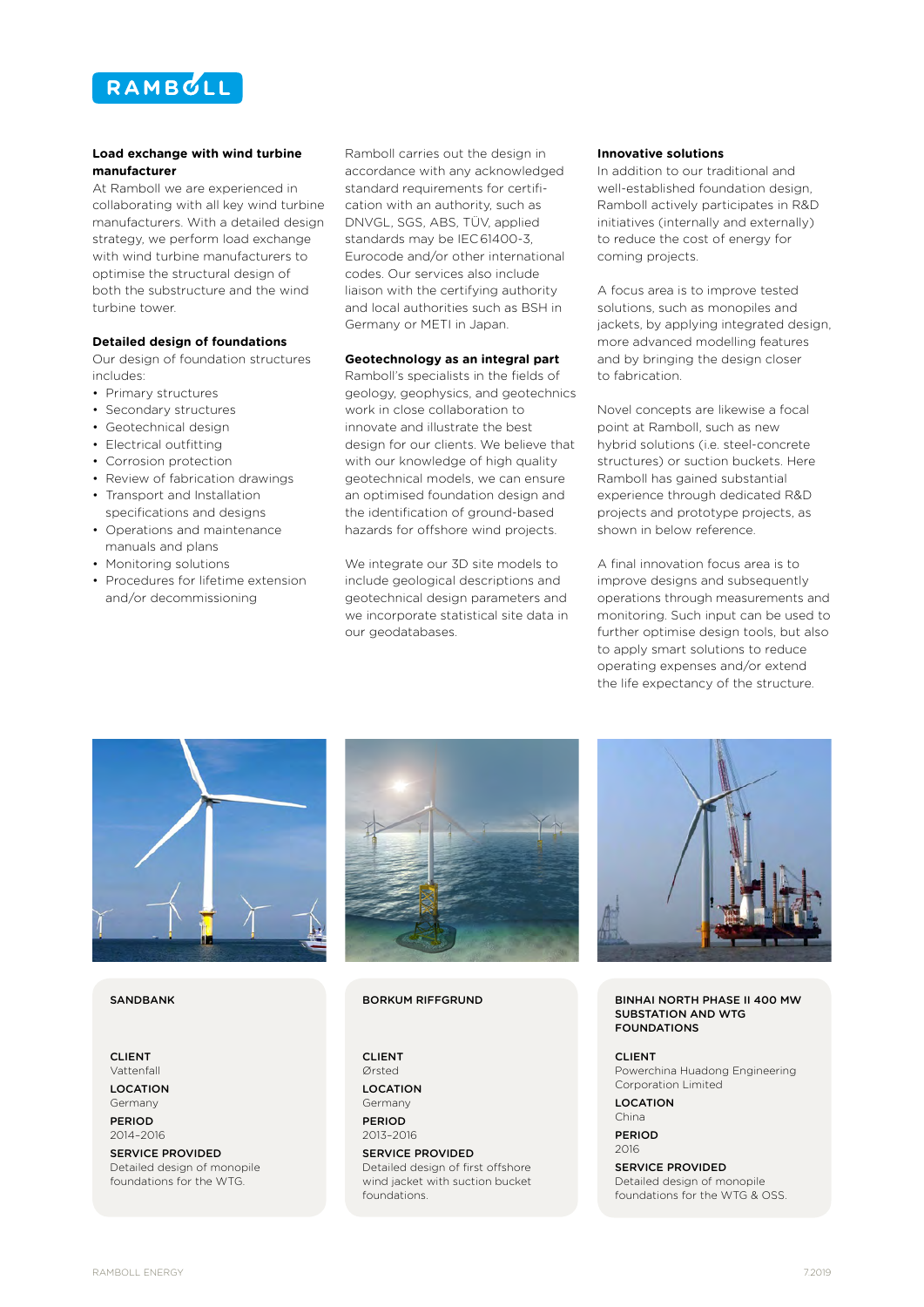**Load exchange with wind turbine manufacturer**

At Ramboll we are experienced in collaborating with all key wind turbine manufacturers. With a detailed design strategy, we perform load exchange with wind turbine manufacturers to optimise the structural design of both the substructure and the wind turbine tower.

**Detailed design of foundations**

Our design of foundation structures includes:

- Primary structures
- Secondary structures
- Geotechnical design
- Electrical outfitting
- Corrosion protection
- Review of fabrication drawings
- Transport and Installation specifications and designs
- Operations and maintenance manuals and plans
- Monitoring solutions
- Procedures for lifetime extension and/or decommissioning

Ramboll carries out the design in accordance with any acknowledged standard requirements for certification with an authority, such as DNVGL, SGS, ABS, TÜV, applied standards may be IEC 61400-3, Eurocode and/or other international codes. Our services also include liaison with the certifying authority and local authorities such as BSH in Germany or METI in Japan.

**Geotechnology as an integral part**

Ramboll's specialists in the fields of geology, geophysics, and geotechnics work in close collaboration to innovate and illustrate the best design for our clients. We believe that with our knowledge of high quality geotechnical models, we can ensure an optimised foundation design and the identification of ground-based hazards for offshore wind projects.

We integrate our 3D site models to include geological descriptions and geotechnical design parameters and we incorporate statistical site data in our geodatabases.

**Innovative solutions**

In addition to our traditional and well-established foundation design, Ramboll actively participates in R&D initiatives (internally and externally) to reduce the cost of energy for coming projects.

A focus area is to improve tested solutions, such as monopiles and jackets, by applying integrated design, more advanced modelling features and by bringing the design closer to fabrication.

Novel concepts are likewise a focal point at Ramboll, such as new hybrid solutions (i.e. steel-concrete structures) or suction buckets. Here Ramboll has gained substantial experience through dedicated R&D projects and prototype projects, as shown in below reference.

A final innovation focus area is to improve designs and subsequently operations through measurements and monitoring. Such input can be used to further optimise design tools, but also to apply smart solutions to reduce operating expenses and/or extend the life expectancy of the structure.

**SANDBANK**

**CLIENT**
Vattenfall

**LOCATION**
Germany

**PERIOD**
2014–2016

**SERVICE PROVIDED**
Detailed design of monopile foundations for the WTG.

**BORKUM RIFFGRUND**

**CLIENT**
Ørsted

**LOCATION**
Germany

**PERIOD**
2013–2016

**SERVICE PROVIDED**
Detailed design of first offshore wind jacket with suction bucket foundations.

**BINHAI NORTH PHASE II 400 MW SUBSTATION AND WTG FOUNDATIONS**

**CLIENT**
Powerchina Huadong Engineering Corporation Limited

**LOCATION**
China

**PERIOD**
2016

**SERVICE PROVIDED**
Detailed design of monopile foundations for the WTG & OSS.